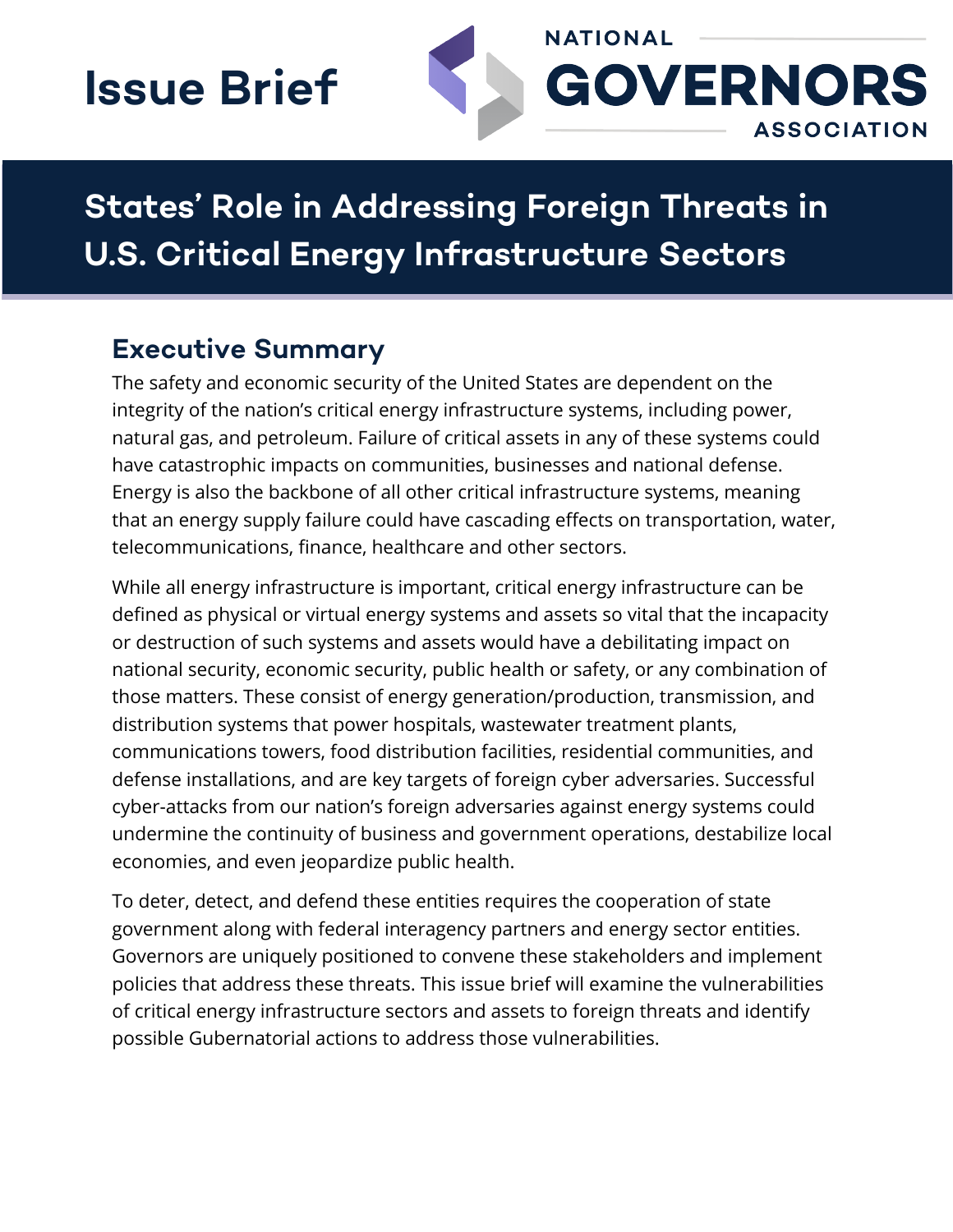Issue Brief

NATIONAL GOVERNORS ASSOCIATION

# States' Role in Addressing Foreign Threats in U.S. Critical Energy Infrastructure Sectors

## Executive Summary

The safety and economic security of the United States are dependent on the integrity of the nation's critical energy infrastructure systems, including power, natural gas, and petroleum. Failure of critical assets in any of these systems could have catastrophic impacts on communities, businesses and national defense. Energy is also the backbone of all other critical infrastructure systems, meaning that an energy supply failure could have cascading effects on transportation, water, telecommunications, finance, healthcare and other sectors.

While all energy infrastructure is important, critical energy infrastructure can be defined as physical or virtual energy systems and assets so vital that the incapacity or destruction of such systems and assets would have a debilitating impact on national security, economic security, public health or safety, or any combination of those matters. These consist of energy generation/production, transmission, and distribution systems that power hospitals, wastewater treatment plants, communications towers, food distribution facilities, residential communities, and defense installations, and are key targets of foreign cyber adversaries. Successful cyber-attacks from our nation's foreign adversaries against energy systems could undermine the continuity of business and government operations, destabilize local economies, and even jeopardize public health.

To deter, detect, and defend these entities requires the cooperation of state government along with federal interagency partners and energy sector entities. Governors are uniquely positioned to convene these stakeholders and implement policies that address these threats. This issue brief will examine the vulnerabilities of critical energy infrastructure sectors and assets to foreign threats and identify possible Gubernatorial actions to address those vulnerabilities.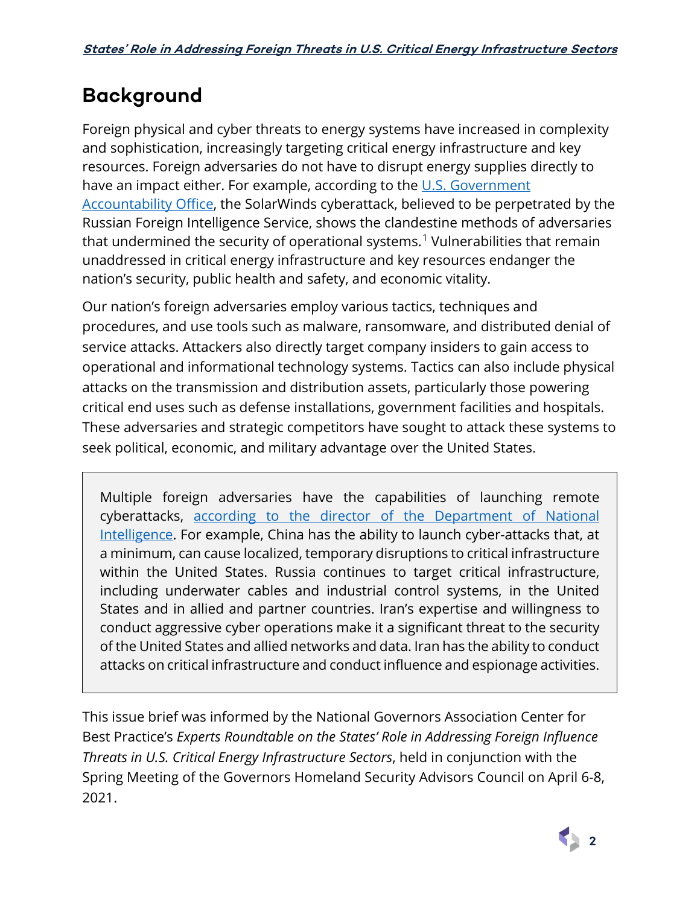## Background

Foreign physical and cyber threats to energy systems have increased in complexity and sophistication, increasingly targeting critical energy infrastructure and key resources. Foreign adversaries do not have to disrupt energy supplies directly to have an impact either. For example, according to the U.S. Government Accountability Office, the SolarWinds cyberattack, believed to be perpetrated by the Russian Foreign Intelligence Service, shows the clandestine methods of adversaries that undermined the security of operational systems.[1] Vulnerabilities that remain unaddressed in critical energy infrastructure and key resources endanger the nation's security, public health and safety, and economic vitality.

Our nation's foreign adversaries employ various tactics, techniques and procedures, and use tools such as malware, ransomware, and distributed denial of service attacks. Attackers also directly target company insiders to gain access to operational and informational technology systems. Tactics can also include physical attacks on the transmission and distribution assets, particularly those powering critical end uses such as defense installations, government facilities and hospitals. These adversaries and strategic competitors have sought to attack these systems to seek political, economic, and military advantage over the United States.

> Multiple foreign adversaries have the capabilities of launching remote cyberattacks, according to the director of the Department of National Intelligence. For example, China has the ability to launch cyber-attacks that, at a minimum, can cause localized, temporary disruptions to critical infrastructure within the United States. Russia continues to target critical infrastructure, including underwater cables and industrial control systems, in the United States and in allied and partner countries. Iran's expertise and willingness to conduct aggressive cyber operations make it a significant threat to the security of the United States and allied networks and data. Iran has the ability to conduct attacks on critical infrastructure and conduct influence and espionage activities.

This issue brief was informed by the National Governors Association Center for Best Practice's *Experts Roundtable on the States' Role in Addressing Foreign Influence Threats in U.S. Critical Energy Infrastructure Sectors*, held in conjunction with the Spring Meeting of the Governors Homeland Security Advisors Council on April 6-8, 2021.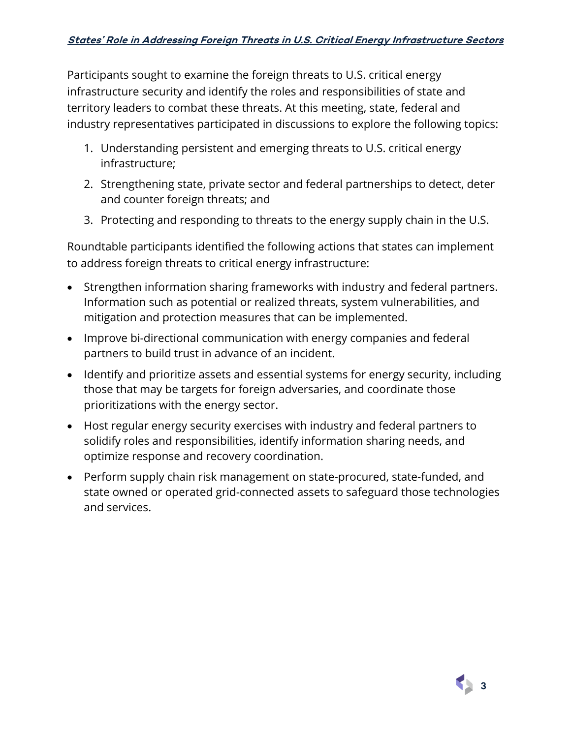Participants sought to examine the foreign threats to U.S. critical energy infrastructure security and identify the roles and responsibilities of state and territory leaders to combat these threats. At this meeting, state, federal and industry representatives participated in discussions to explore the following topics:

1. Understanding persistent and emerging threats to U.S. critical energy infrastructure;
2. Strengthening state, private sector and federal partnerships to detect, deter and counter foreign threats; and
3. Protecting and responding to threats to the energy supply chain in the U.S.

Roundtable participants identified the following actions that states can implement to address foreign threats to critical energy infrastructure:

- Strengthen information sharing frameworks with industry and federal partners. Information such as potential or realized threats, system vulnerabilities, and mitigation and protection measures that can be implemented.
- Improve bi-directional communication with energy companies and federal partners to build trust in advance of an incident.
- Identify and prioritize assets and essential systems for energy security, including those that may be targets for foreign adversaries, and coordinate those prioritizations with the energy sector.
- Host regular energy security exercises with industry and federal partners to solidify roles and responsibilities, identify information sharing needs, and optimize response and recovery coordination.
- Perform supply chain risk management on state-procured, state-funded, and state owned or operated grid-connected assets to safeguard those technologies and services.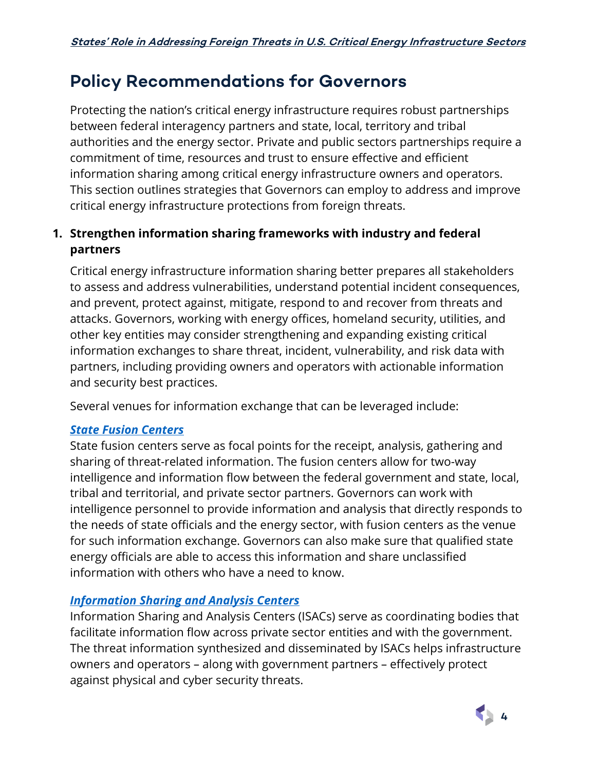## Policy Recommendations for Governors

Protecting the nation's critical energy infrastructure requires robust partnerships between federal interagency partners and state, local, territory and tribal authorities and the energy sector. Private and public sectors partnerships require a commitment of time, resources and trust to ensure effective and efficient information sharing among critical energy infrastructure owners and operators. This section outlines strategies that Governors can employ to address and improve critical energy infrastructure protections from foreign threats.

1. **Strengthen information sharing frameworks with industry and federal partners**

   Critical energy infrastructure information sharing better prepares all stakeholders to assess and address vulnerabilities, understand potential incident consequences, and prevent, protect against, mitigate, respond to and recover from threats and attacks. Governors, working with energy offices, homeland security, utilities, and other key entities may consider strengthening and expanding existing critical information exchanges to share threat, incident, vulnerability, and risk data with partners, including providing owners and operators with actionable information and security best practices.

   Several venues for information exchange that can be leveraged include:

   ***State Fusion Centers***
   State fusion centers serve as focal points for the receipt, analysis, gathering and sharing of threat-related information. The fusion centers allow for two-way intelligence and information flow between the federal government and state, local, tribal and territorial, and private sector partners. Governors can work with intelligence personnel to provide information and analysis that directly responds to the needs of state officials and the energy sector, with fusion centers as the venue for such information exchange. Governors can also make sure that qualified state energy officials are able to access this information and share unclassified information with others who have a need to know.

   ***Information Sharing and Analysis Centers***
   Information Sharing and Analysis Centers (ISACs) serve as coordinating bodies that facilitate information flow across private sector entities and with the government. The threat information synthesized and disseminated by ISACs helps infrastructure owners and operators – along with government partners – effectively protect against physical and cyber security threats.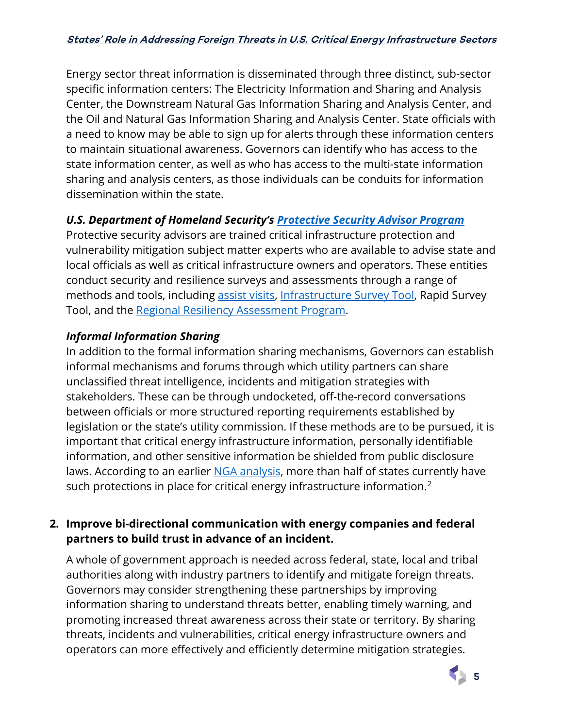Energy sector threat information is disseminated through three distinct, sub-sector specific information centers: The Electricity Information and Sharing and Analysis Center, the Downstream Natural Gas Information Sharing and Analysis Center, and the Oil and Natural Gas Information Sharing and Analysis Center. State officials with a need to know may be able to sign up for alerts through these information centers to maintain situational awareness. Governors can identify who has access to the state information center, as well as who has access to the multi-state information sharing and analysis centers, as those individuals can be conduits for information dissemination within the state.

***U.S. Department of Homeland Security's Protective Security Advisor Program***

Protective security advisors are trained critical infrastructure protection and vulnerability mitigation subject matter experts who are available to advise state and local officials as well as critical infrastructure owners and operators. These entities conduct security and resilience surveys and assessments through a range of methods and tools, including assist visits, Infrastructure Survey Tool, Rapid Survey Tool, and the Regional Resiliency Assessment Program.

***Informal Information Sharing***

In addition to the formal information sharing mechanisms, Governors can establish informal mechanisms and forums through which utility partners can share unclassified threat intelligence, incidents and mitigation strategies with stakeholders. These can be through undocketed, off-the-record conversations between officials or more structured reporting requirements established by legislation or the state's utility commission. If these methods are to be pursued, it is important that critical energy infrastructure information, personally identifiable information, and other sensitive information be shielded from public disclosure laws. According to an earlier NGA analysis, more than half of states currently have such protections in place for critical energy infrastructure information.[2]

2. **Improve bi-directional communication with energy companies and federal partners to build trust in advance of an incident.**

   A whole of government approach is needed across federal, state, local and tribal authorities along with industry partners to identify and mitigate foreign threats. Governors may consider strengthening these partnerships by improving information sharing to understand threats better, enabling timely warning, and promoting increased threat awareness across their state or territory. By sharing threats, incidents and vulnerabilities, critical energy infrastructure owners and operators can more effectively and efficiently determine mitigation strategies.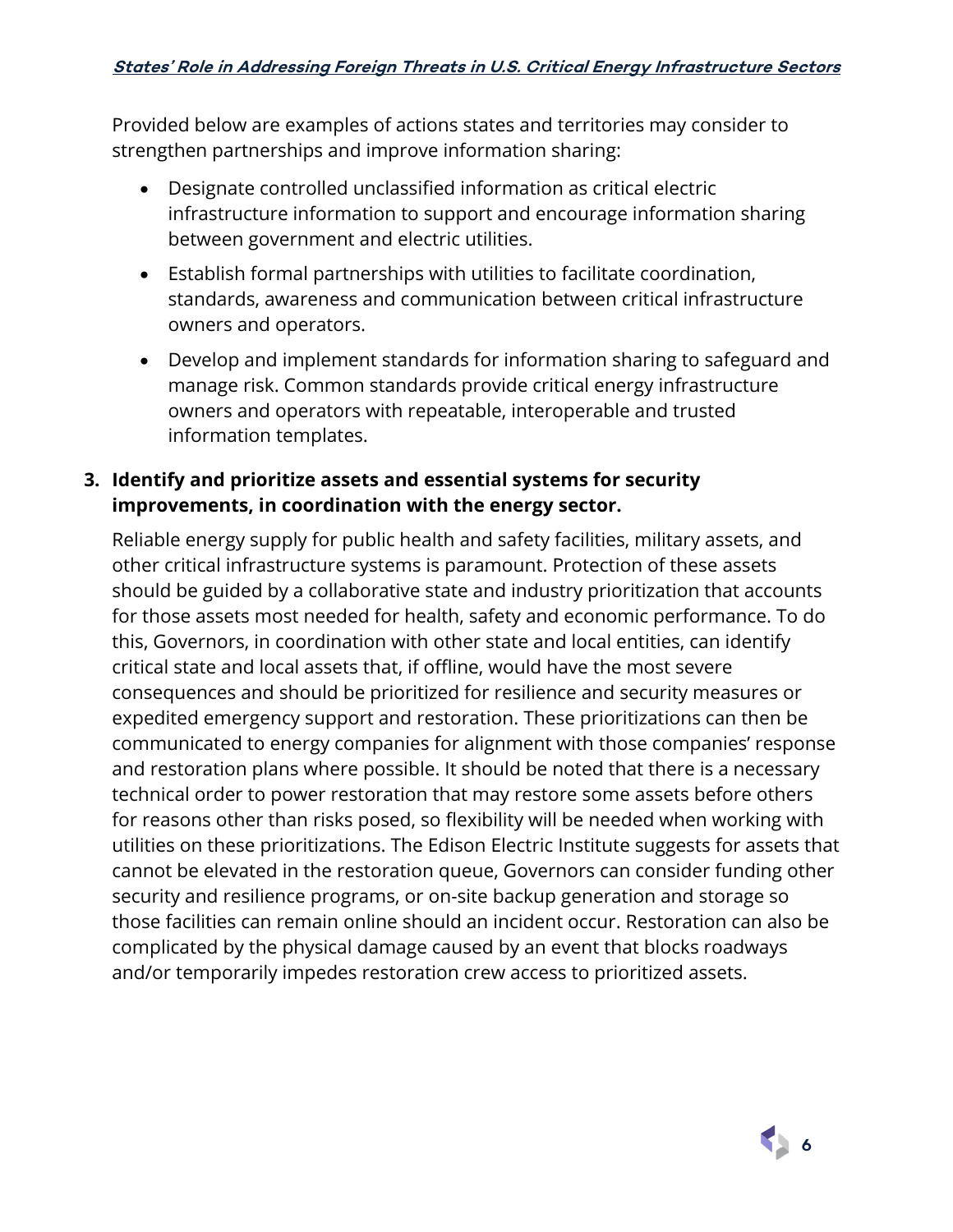Provided below are examples of actions states and territories may consider to strengthen partnerships and improve information sharing:

- Designate controlled unclassified information as critical electric infrastructure information to support and encourage information sharing between government and electric utilities.
- Establish formal partnerships with utilities to facilitate coordination, standards, awareness and communication between critical infrastructure owners and operators.
- Develop and implement standards for information sharing to safeguard and manage risk. Common standards provide critical energy infrastructure owners and operators with repeatable, interoperable and trusted information templates.

3. **Identify and prioritize assets and essential systems for security improvements, in coordination with the energy sector.**

   Reliable energy supply for public health and safety facilities, military assets, and other critical infrastructure systems is paramount. Protection of these assets should be guided by a collaborative state and industry prioritization that accounts for those assets most needed for health, safety and economic performance. To do this, Governors, in coordination with other state and local entities, can identify critical state and local assets that, if offline, would have the most severe consequences and should be prioritized for resilience and security measures or expedited emergency support and restoration. These prioritizations can then be communicated to energy companies for alignment with those companies' response and restoration plans where possible. It should be noted that there is a necessary technical order to power restoration that may restore some assets before others for reasons other than risks posed, so flexibility will be needed when working with utilities on these prioritizations. The Edison Electric Institute suggests for assets that cannot be elevated in the restoration queue, Governors can consider funding other security and resilience programs, or on-site backup generation and storage so those facilities can remain online should an incident occur. Restoration can also be complicated by the physical damage caused by an event that blocks roadways and/or temporarily impedes restoration crew access to prioritized assets.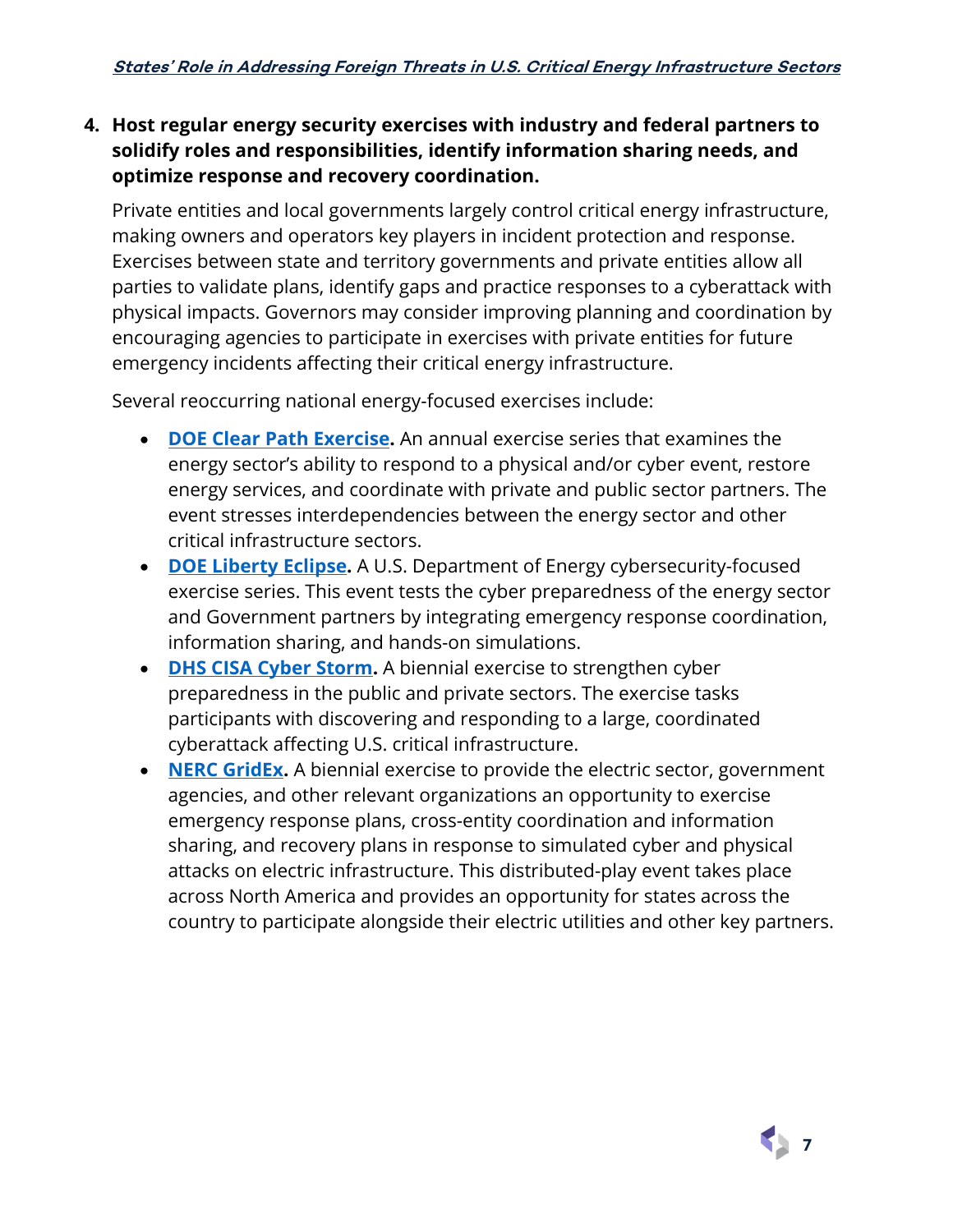**4. Host regular energy security exercises with industry and federal partners to solidify roles and responsibilities, identify information sharing needs, and optimize response and recovery coordination.**

Private entities and local governments largely control critical energy infrastructure, making owners and operators key players in incident protection and response. Exercises between state and territory governments and private entities allow all parties to validate plans, identify gaps and practice responses to a cyberattack with physical impacts. Governors may consider improving planning and coordination by encouraging agencies to participate in exercises with private entities for future emergency incidents affecting their critical energy infrastructure.

Several reoccurring national energy-focused exercises include:

- **DOE Clear Path Exercise.** An annual exercise series that examines the energy sector's ability to respond to a physical and/or cyber event, restore energy services, and coordinate with private and public sector partners. The event stresses interdependencies between the energy sector and other critical infrastructure sectors.
- **DOE Liberty Eclipse.** A U.S. Department of Energy cybersecurity-focused exercise series. This event tests the cyber preparedness of the energy sector and Government partners by integrating emergency response coordination, information sharing, and hands-on simulations.
- **DHS CISA Cyber Storm.** A biennial exercise to strengthen cyber preparedness in the public and private sectors. The exercise tasks participants with discovering and responding to a large, coordinated cyberattack affecting U.S. critical infrastructure.
- **NERC GridEx.** A biennial exercise to provide the electric sector, government agencies, and other relevant organizations an opportunity to exercise emergency response plans, cross-entity coordination and information sharing, and recovery plans in response to simulated cyber and physical attacks on electric infrastructure. This distributed-play event takes place across North America and provides an opportunity for states across the country to participate alongside their electric utilities and other key partners.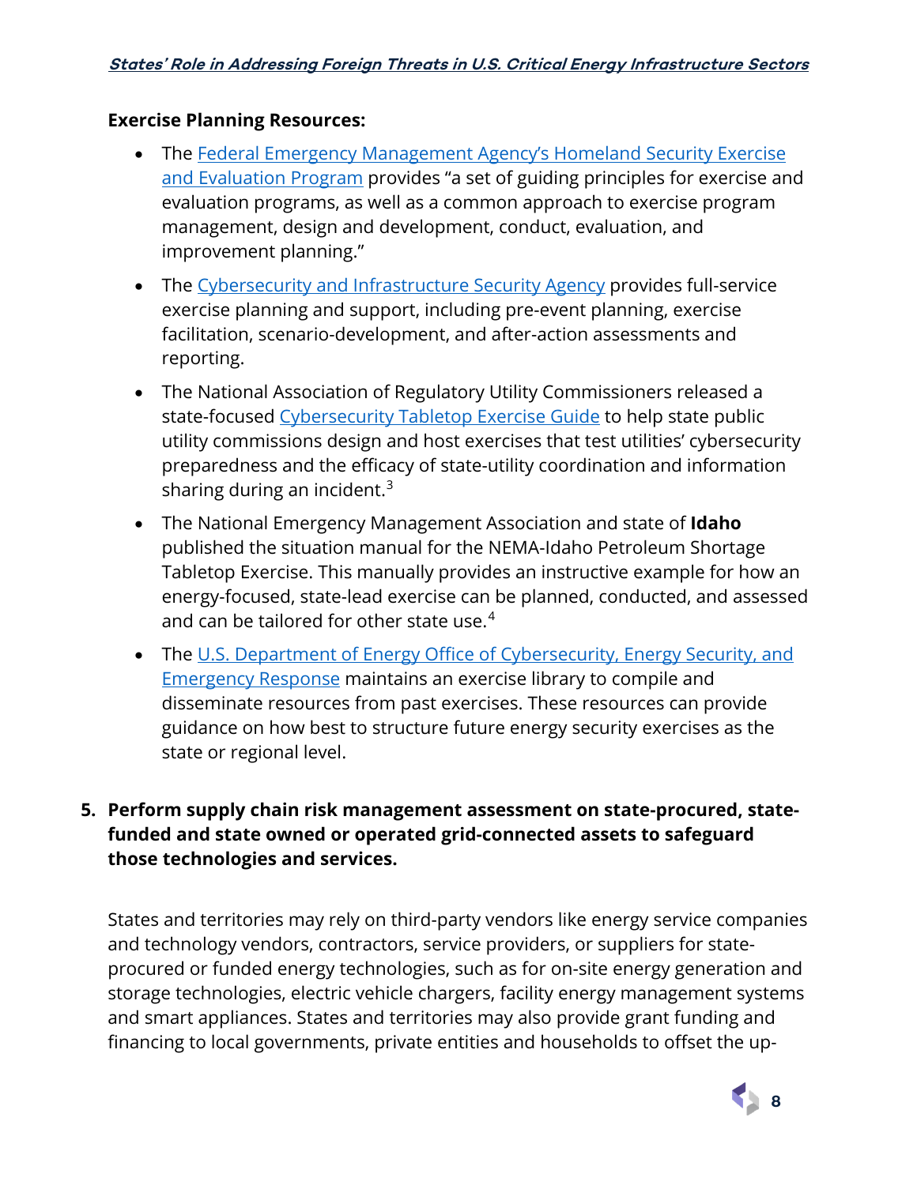**Exercise Planning Resources:**

- The Federal Emergency Management Agency's Homeland Security Exercise and Evaluation Program provides "a set of guiding principles for exercise and evaluation programs, as well as a common approach to exercise program management, design and development, conduct, evaluation, and improvement planning."
- The Cybersecurity and Infrastructure Security Agency provides full-service exercise planning and support, including pre-event planning, exercise facilitation, scenario-development, and after-action assessments and reporting.
- The National Association of Regulatory Utility Commissioners released a state-focused Cybersecurity Tabletop Exercise Guide to help state public utility commissions design and host exercises that test utilities' cybersecurity preparedness and the efficacy of state-utility coordination and information sharing during an incident.[3]
- The National Emergency Management Association and state of **Idaho** published the situation manual for the NEMA-Idaho Petroleum Shortage Tabletop Exercise. This manually provides an instructive example for how an energy-focused, state-lead exercise can be planned, conducted, and assessed and can be tailored for other state use.[4]
- The U.S. Department of Energy Office of Cybersecurity, Energy Security, and Emergency Response maintains an exercise library to compile and disseminate resources from past exercises. These resources can provide guidance on how best to structure future energy security exercises as the state or regional level.

5. **Perform supply chain risk management assessment on state-procured, state-funded and state owned or operated grid-connected assets to safeguard those technologies and services.**

States and territories may rely on third-party vendors like energy service companies and technology vendors, contractors, service providers, or suppliers for state-procured or funded energy technologies, such as for on-site energy generation and storage technologies, electric vehicle chargers, facility energy management systems and smart appliances. States and territories may also provide grant funding and financing to local governments, private entities and households to offset the up-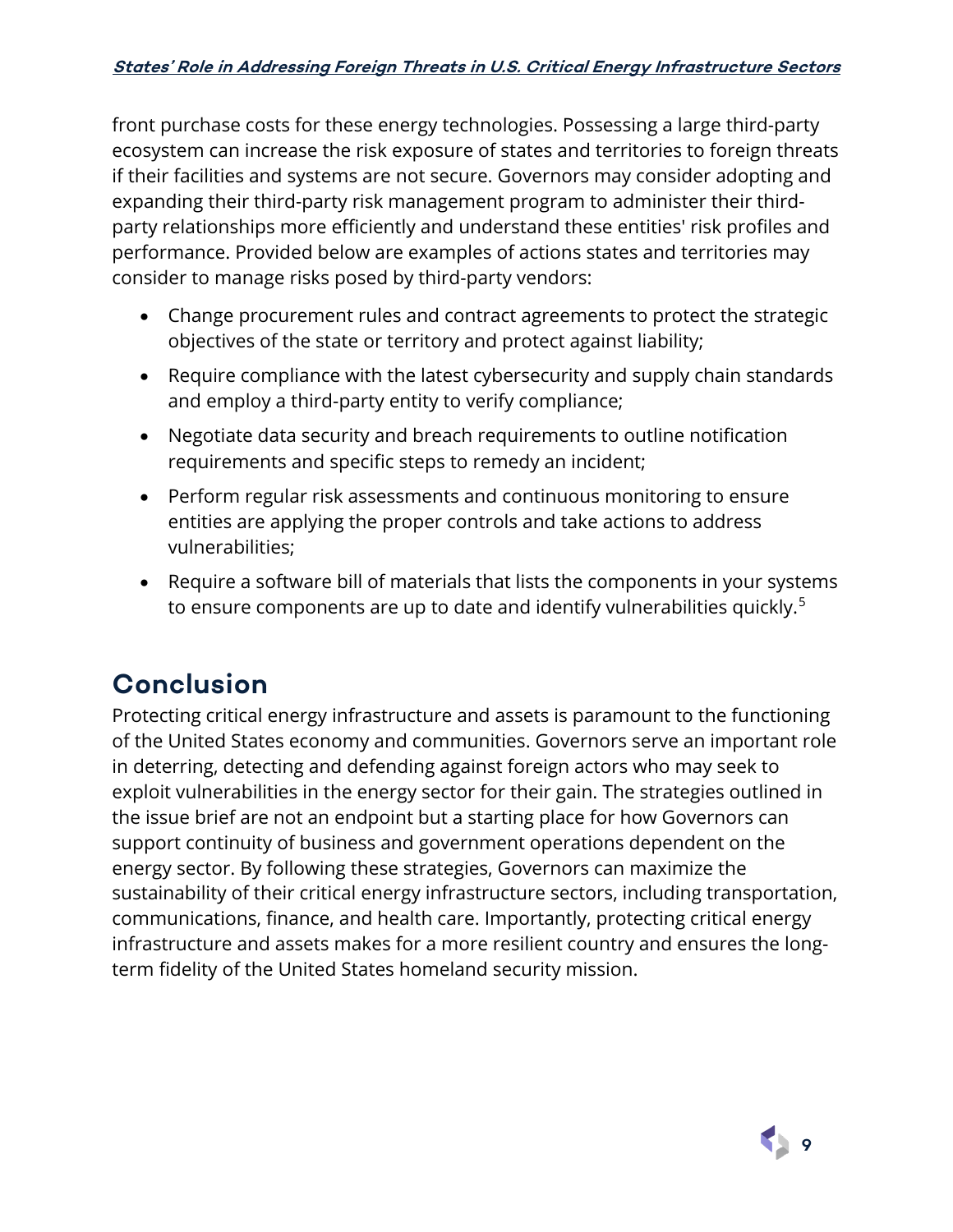front purchase costs for these energy technologies. Possessing a large third-party ecosystem can increase the risk exposure of states and territories to foreign threats if their facilities and systems are not secure. Governors may consider adopting and expanding their third-party risk management program to administer their third-party relationships more efficiently and understand these entities' risk profiles and performance. Provided below are examples of actions states and territories may consider to manage risks posed by third-party vendors:

- Change procurement rules and contract agreements to protect the strategic objectives of the state or territory and protect against liability;
- Require compliance with the latest cybersecurity and supply chain standards and employ a third-party entity to verify compliance;
- Negotiate data security and breach requirements to outline notification requirements and specific steps to remedy an incident;
- Perform regular risk assessments and continuous monitoring to ensure entities are applying the proper controls and take actions to address vulnerabilities;
- Require a software bill of materials that lists the components in your systems to ensure components are up to date and identify vulnerabilities quickly.[5]

## Conclusion

Protecting critical energy infrastructure and assets is paramount to the functioning of the United States economy and communities. Governors serve an important role in deterring, detecting and defending against foreign actors who may seek to exploit vulnerabilities in the energy sector for their gain. The strategies outlined in the issue brief are not an endpoint but a starting place for how Governors can support continuity of business and government operations dependent on the energy sector. By following these strategies, Governors can maximize the sustainability of their critical energy infrastructure sectors, including transportation, communications, finance, and health care. Importantly, protecting critical energy infrastructure and assets makes for a more resilient country and ensures the long-term fidelity of the United States homeland security mission.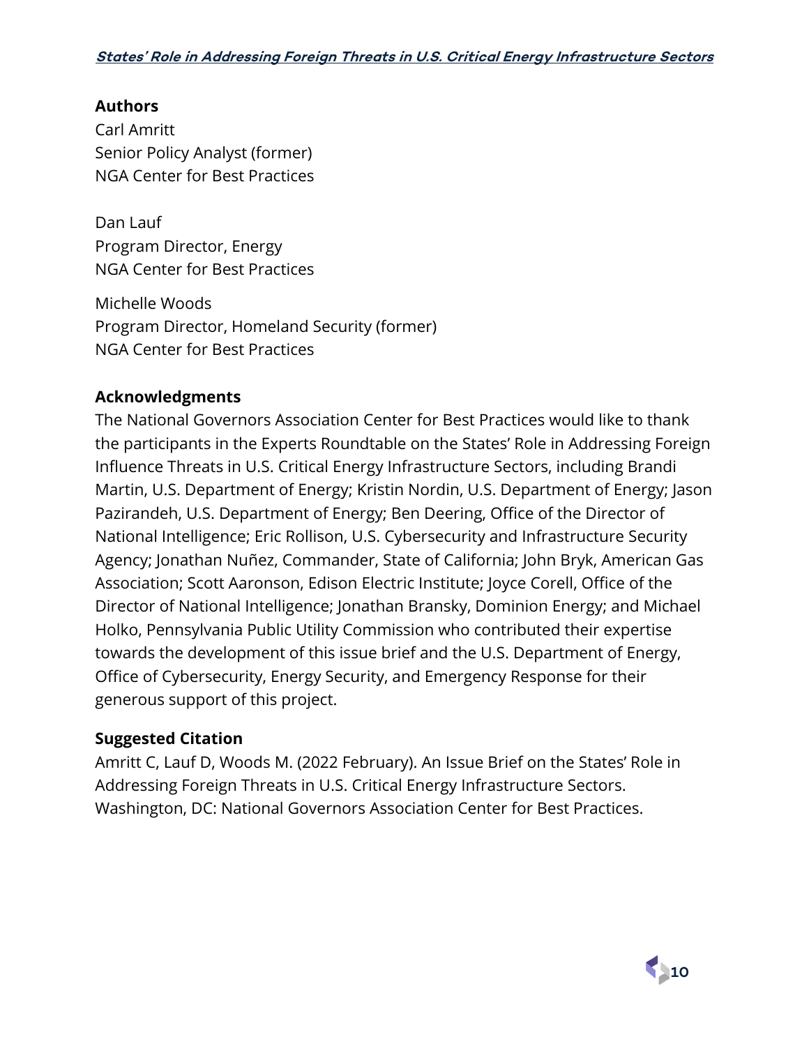## Authors

Carl Amritt
Senior Policy Analyst (former)
NGA Center for Best Practices

Dan Lauf
Program Director, Energy
NGA Center for Best Practices

Michelle Woods
Program Director, Homeland Security (former)
NGA Center for Best Practices

## Acknowledgments

The National Governors Association Center for Best Practices would like to thank the participants in the Experts Roundtable on the States' Role in Addressing Foreign Influence Threats in U.S. Critical Energy Infrastructure Sectors, including Brandi Martin, U.S. Department of Energy; Kristin Nordin, U.S. Department of Energy; Jason Pazirandeh, U.S. Department of Energy; Ben Deering, Office of the Director of National Intelligence; Eric Rollison, U.S. Cybersecurity and Infrastructure Security Agency; Jonathan Nuñez, Commander, State of California; John Bryk, American Gas Association; Scott Aaronson, Edison Electric Institute; Joyce Corell, Office of the Director of National Intelligence; Jonathan Bransky, Dominion Energy; and Michael Holko, Pennsylvania Public Utility Commission who contributed their expertise towards the development of this issue brief and the U.S. Department of Energy, Office of Cybersecurity, Energy Security, and Emergency Response for their generous support of this project.

## Suggested Citation

Amritt C, Lauf D, Woods M. (2022 February). An Issue Brief on the States' Role in Addressing Foreign Threats in U.S. Critical Energy Infrastructure Sectors. Washington, DC: National Governors Association Center for Best Practices.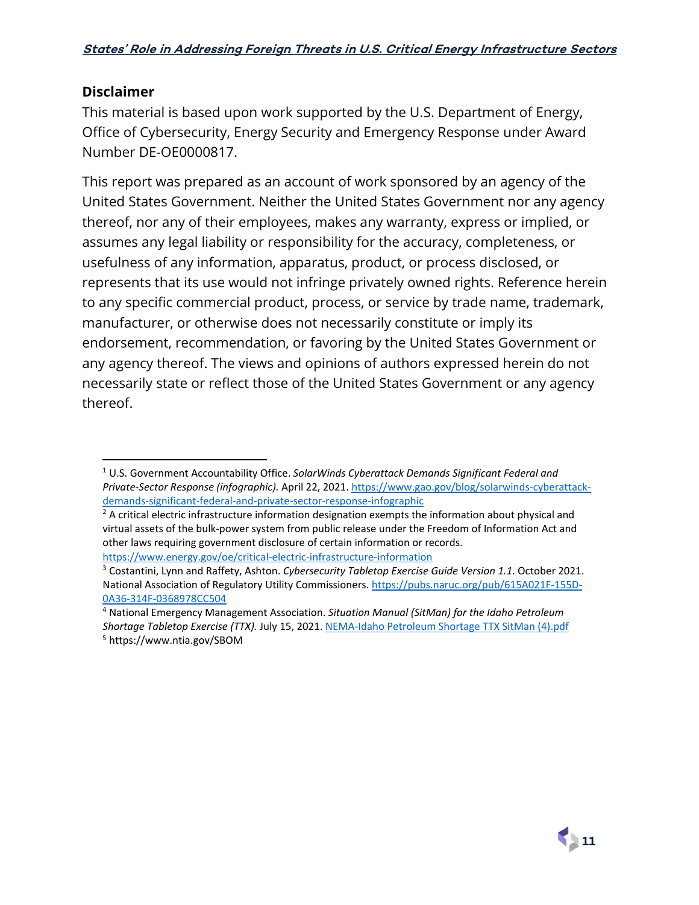## Disclaimer

This material is based upon work supported by the U.S. Department of Energy, Office of Cybersecurity, Energy Security and Emergency Response under Award Number DE-OE0000817.

This report was prepared as an account of work sponsored by an agency of the United States Government. Neither the United States Government nor any agency thereof, nor any of their employees, makes any warranty, express or implied, or assumes any legal liability or responsibility for the accuracy, completeness, or usefulness of any information, apparatus, product, or process disclosed, or represents that its use would not infringe privately owned rights. Reference herein to any specific commercial product, process, or service by trade name, trademark, manufacturer, or otherwise does not necessarily constitute or imply its endorsement, recommendation, or favoring by the United States Government or any agency thereof. The views and opinions of authors expressed herein do not necessarily state or reflect those of the United States Government or any agency thereof.

---

[1] U.S. Government Accountability Office. *SolarWinds Cyberattack Demands Significant Federal and Private-Sector Response (infographic).* April 22, 2021. https://www.gao.gov/blog/solarwinds-cyberattack-demands-significant-federal-and-private-sector-response-infographic

[2] A critical electric infrastructure information designation exempts the information about physical and virtual assets of the bulk-power system from public release under the Freedom of Information Act and other laws requiring government disclosure of certain information or records. https://www.energy.gov/oe/critical-electric-infrastructure-information

[3] Costantini, Lynn and Raffety, Ashton. *Cybersecurity Tabletop Exercise Guide Version 1.1.* October 2021. National Association of Regulatory Utility Commissioners. https://pubs.naruc.org/pub/615A021F-155D-0A36-314F-0368978CC504

[4] National Emergency Management Association. *Situation Manual (SitMan) for the Idaho Petroleum Shortage Tabletop Exercise (TTX).* July 15, 2021. NEMA-Idaho Petroleum Shortage TTX SitMan (4).pdf

[5] https://www.ntia.gov/SBOM